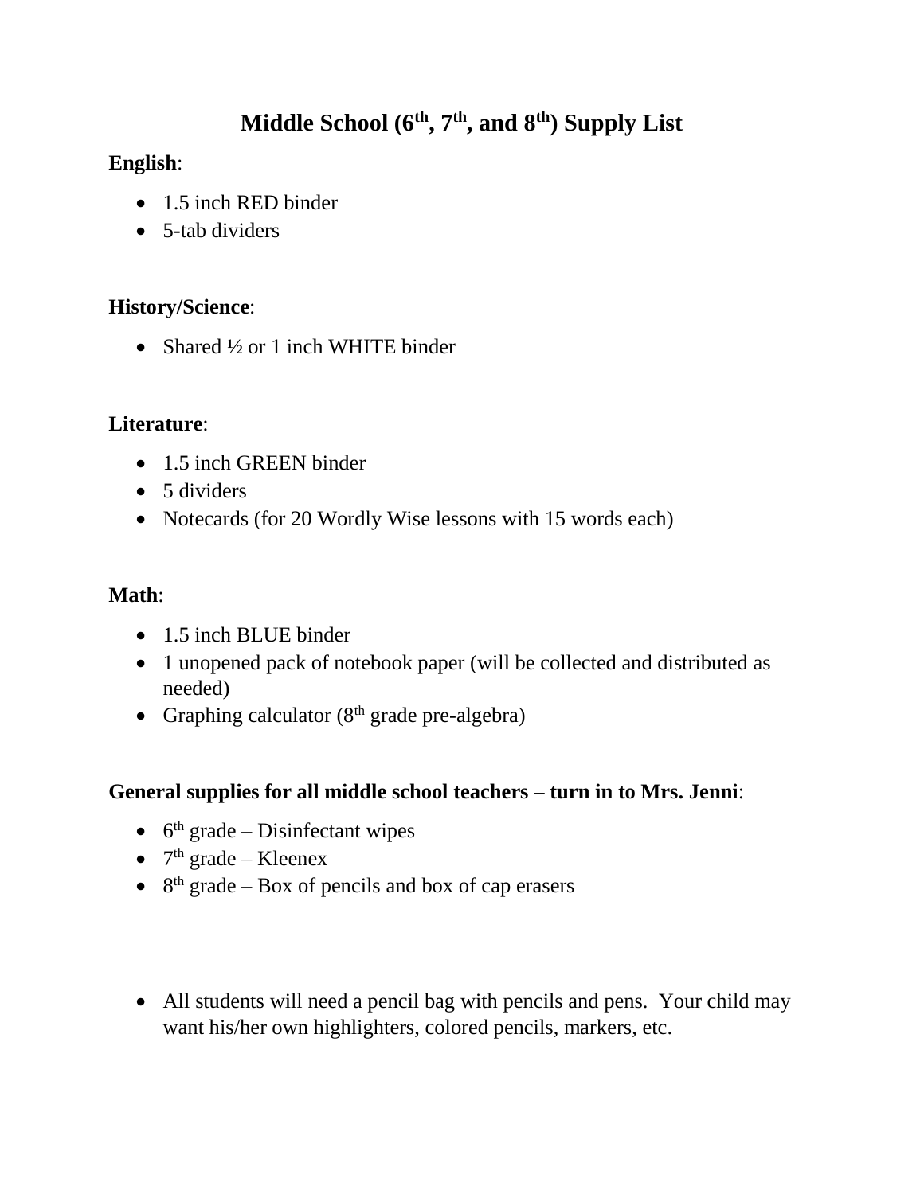# Middle School (6th, 7th, and 8th) Supply List

**English**:

- 1.5 inch RED binder
- 5-tab dividers

**History/Science**:

- Shared ½ or 1 inch WHITE binder

**Literature**:

- 1.5 inch GREEN binder
- 5 dividers
- Notecards (for 20 Wordly Wise lessons with 15 words each)

**Math**:

- 1.5 inch BLUE binder
- 1 unopened pack of notebook paper (will be collected and distributed as needed)
- Graphing calculator (8th grade pre-algebra)

**General supplies for all middle school teachers – turn in to Mrs. Jenni**:

- 6th grade – Disinfectant wipes
- 7th grade – Kleenex
- 8th grade – Box of pencils and box of cap erasers

- All students will need a pencil bag with pencils and pens. Your child may want his/her own highlighters, colored pencils, markers, etc.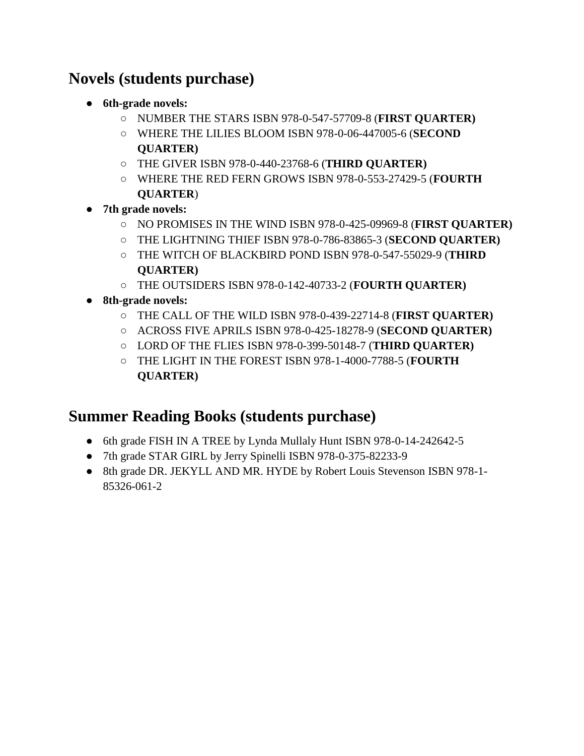## Novels (students purchase)

- **6th-grade novels:**
  - NUMBER THE STARS ISBN 978-0-547-57709-8 (**FIRST QUARTER)**
  - WHERE THE LILIES BLOOM ISBN 978-0-06-447005-6 (**SECOND QUARTER)**
  - THE GIVER ISBN 978-0-440-23768-6 (**THIRD QUARTER)**
  - WHERE THE RED FERN GROWS ISBN 978-0-553-27429-5 (**FOURTH QUARTER**)
- **7th grade novels:**
  - NO PROMISES IN THE WIND ISBN 978-0-425-09969-8 (**FIRST QUARTER)**
  - THE LIGHTNING THIEF ISBN 978-0-786-83865-3 (**SECOND QUARTER)**
  - THE WITCH OF BLACKBIRD POND ISBN 978-0-547-55029-9 (**THIRD QUARTER)**
  - THE OUTSIDERS ISBN 978-0-142-40733-2 (**FOURTH QUARTER)**
- **8th-grade novels:**
  - THE CALL OF THE WILD ISBN 978-0-439-22714-8 (**FIRST QUARTER)**
  - ACROSS FIVE APRILS ISBN 978-0-425-18278-9 (**SECOND QUARTER)**
  - LORD OF THE FLIES ISBN 978-0-399-50148-7 (**THIRD QUARTER)**
  - THE LIGHT IN THE FOREST ISBN 978-1-4000-7788-5 (**FOURTH QUARTER)**

## Summer Reading Books (students purchase)

- 6th grade FISH IN A TREE by Lynda Mullaly Hunt ISBN 978-0-14-242642-5
- 7th grade STAR GIRL by Jerry Spinelli ISBN 978-0-375-82233-9
- 8th grade DR. JEKYLL AND MR. HYDE by Robert Louis Stevenson ISBN 978-1-85326-061-2